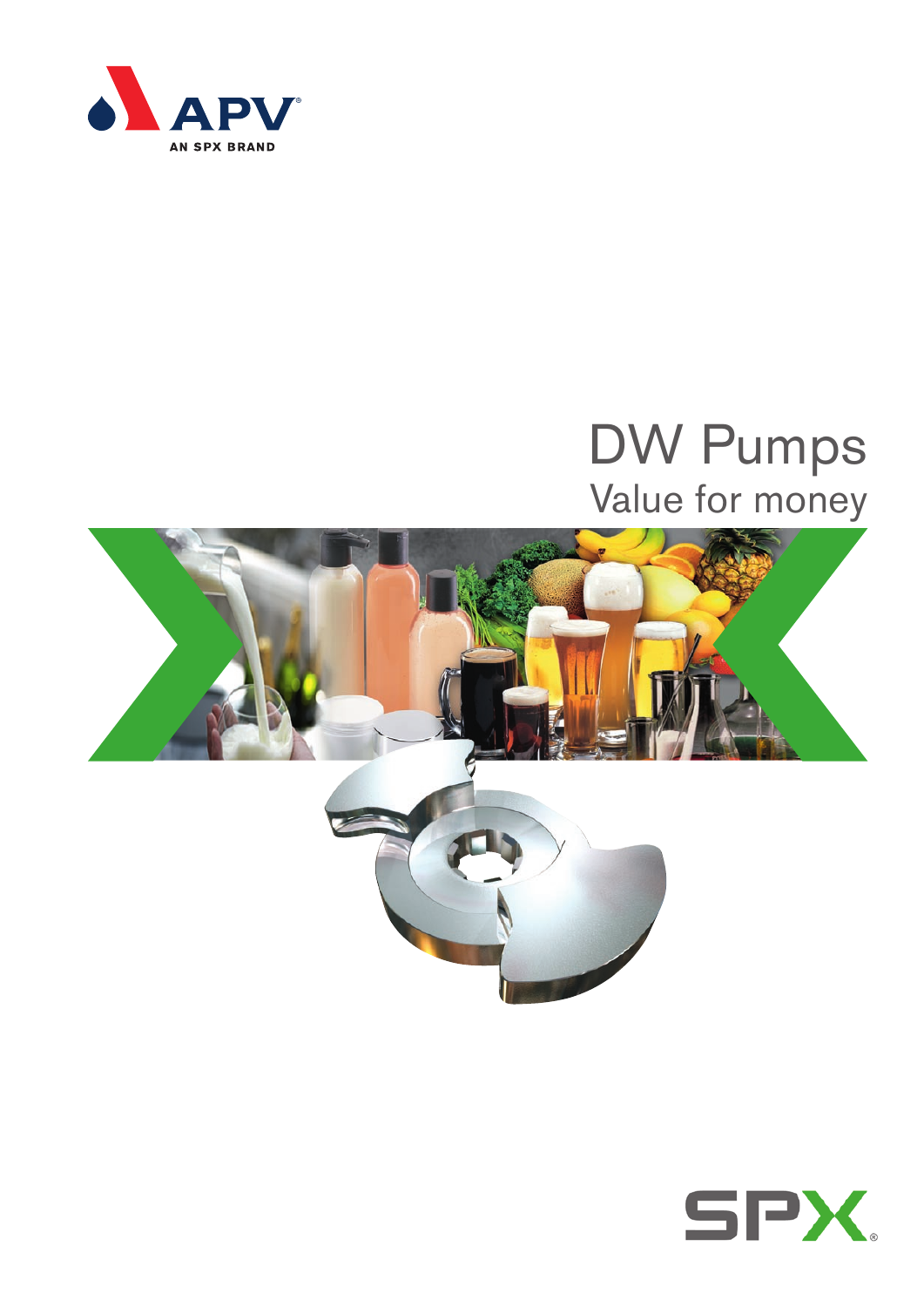APV

AN SPX BRAND

# DW Pumps

## Value for money

SPX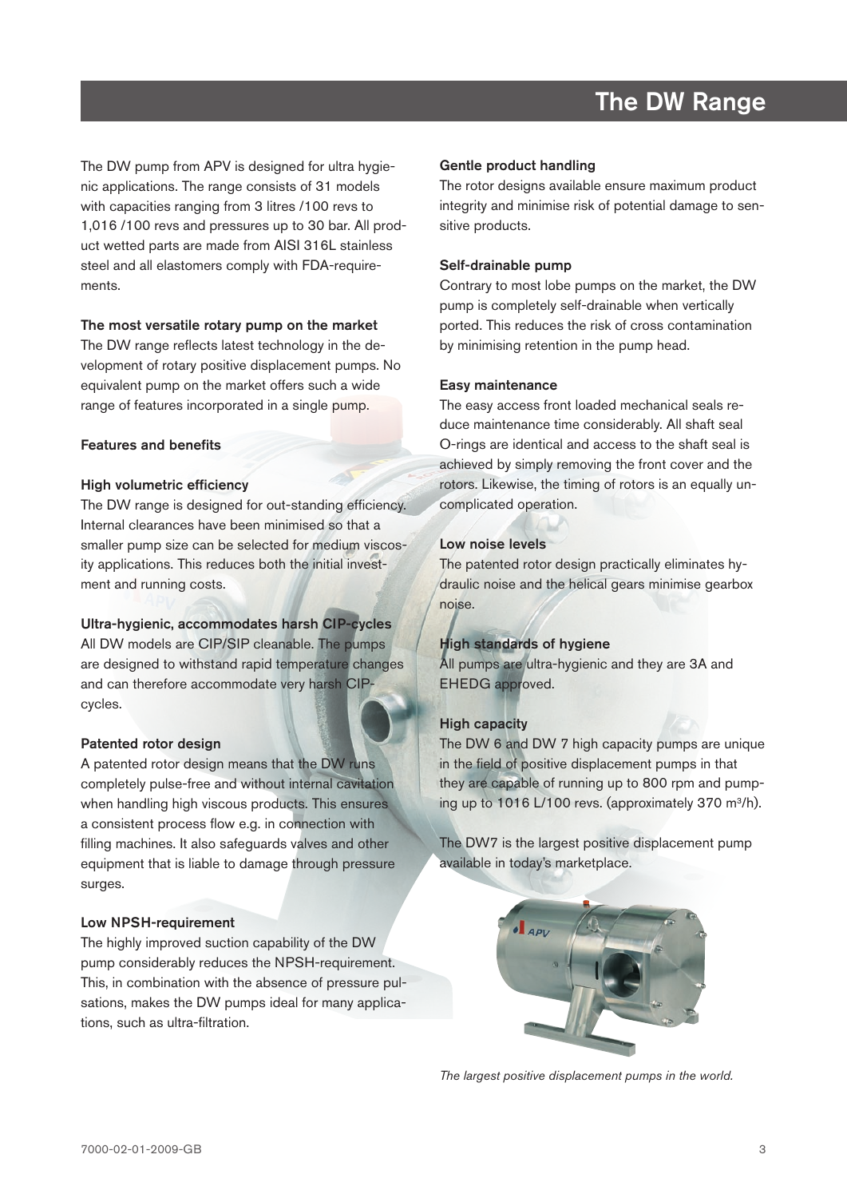# The DW Range

The DW pump from APV is designed for ultra hygienic applications. The range consists of 31 models with capacities ranging from 3 litres /100 revs to 1,016 /100 revs and pressures up to 30 bar. All product wetted parts are made from AISI 316L stainless steel and all elastomers comply with FDA-requirements.

### The most versatile rotary pump on the market

The DW range reflects latest technology in the development of rotary positive displacement pumps. No equivalent pump on the market offers such a wide range of features incorporated in a single pump.

## Features and benefits

### High volumetric efficiency

The DW range is designed for out-standing efficiency. Internal clearances have been minimised so that a smaller pump size can be selected for medium viscosity applications. This reduces both the initial investment and running costs.

### Ultra-hygienic, accommodates harsh CIP-cycles

All DW models are CIP/SIP cleanable. The pumps are designed to withstand rapid temperature changes and can therefore accommodate very harsh CIP-cycles.

### Patented rotor design

A patented rotor design means that the DW runs completely pulse-free and without internal cavitation when handling high viscous products. This ensures a consistent process flow e.g. in connection with filling machines. It also safeguards valves and other equipment that is liable to damage through pressure surges.

### Low NPSH-requirement

The highly improved suction capability of the DW pump considerably reduces the NPSH-requirement. This, in combination with the absence of pressure pulsations, makes the DW pumps ideal for many applications, such as ultra-filtration.

### Gentle product handling

The rotor designs available ensure maximum product integrity and minimise risk of potential damage to sensitive products.

### Self-drainable pump

Contrary to most lobe pumps on the market, the DW pump is completely self-drainable when vertically ported. This reduces the risk of cross contamination by minimising retention in the pump head.

### Easy maintenance

The easy access front loaded mechanical seals reduce maintenance time considerably. All shaft seal O-rings are identical and access to the shaft seal is achieved by simply removing the front cover and the rotors. Likewise, the timing of rotors is an equally uncomplicated operation.

### Low noise levels

The patented rotor design practically eliminates hydraulic noise and the helical gears minimise gearbox noise.

### High standards of hygiene

All pumps are ultra-hygienic and they are 3A and EHEDG approved.

### High capacity

The DW 6 and DW 7 high capacity pumps are unique in the field of positive displacement pumps in that they are capable of running up to 800 rpm and pumping up to 1016 L/100 revs. (approximately 370 $m^3/h$).

The DW7 is the largest positive displacement pump available in today's marketplace.

*The largest positive displacement pumps in the world.*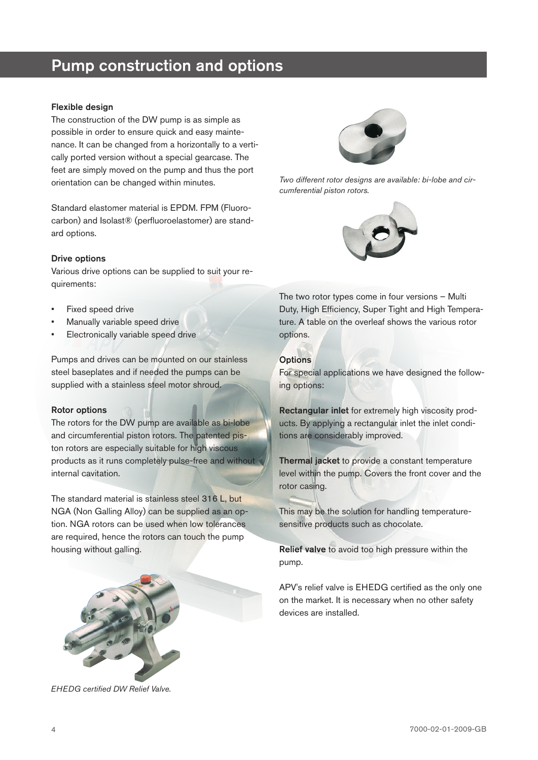## Pump construction and options

### Flexible design

The construction of the DW pump is as simple as possible in order to ensure quick and easy maintenance. It can be changed from a horizontally to a vertically ported version without a special gearcase. The feet are simply moved on the pump and thus the port orientation can be changed within minutes.

Standard elastomer material is EPDM. FPM (Fluorocarbon) and Isolast® (perfluoroelastomer) are standard options.

### Drive options

Various drive options can be supplied to suit your requirements:

- Fixed speed drive
- Manually variable speed drive
- Electronically variable speed drive

Pumps and drives can be mounted on our stainless steel baseplates and if needed the pumps can be supplied with a stainless steel motor shroud.

### Rotor options

The rotors for the DW pump are available as bi-lobe and circumferential piston rotors. The patented piston rotors are especially suitable for high viscous products as it runs completely pulse-free and without internal cavitation.

The standard material is stainless steel 316 L, but NGA (Non Galling Alloy) can be supplied as an option. NGA rotors can be used when low tolerances are required, hence the rotors can touch the pump housing without galling.

*EHEDG certified DW Relief Valve.*

*Two different rotor designs are available: bi-lobe and circumferential piston rotors.*

The two rotor types come in four versions – Multi Duty, High Efficiency, Super Tight and High Temperature. A table on the overleaf shows the various rotor options.

### Options

For special applications we have designed the following options:

**Rectangular inlet** for extremely high viscosity products. By applying a rectangular inlet the inlet conditions are considerably improved.

**Thermal jacket** to provide a constant temperature level within the pump. Covers the front cover and the rotor casing.

This may be the solution for handling temperature-sensitive products such as chocolate.

**Relief valve** to avoid too high pressure within the pump.

APV's relief valve is EHEDG certified as the only one on the market. It is necessary when no other safety devices are installed.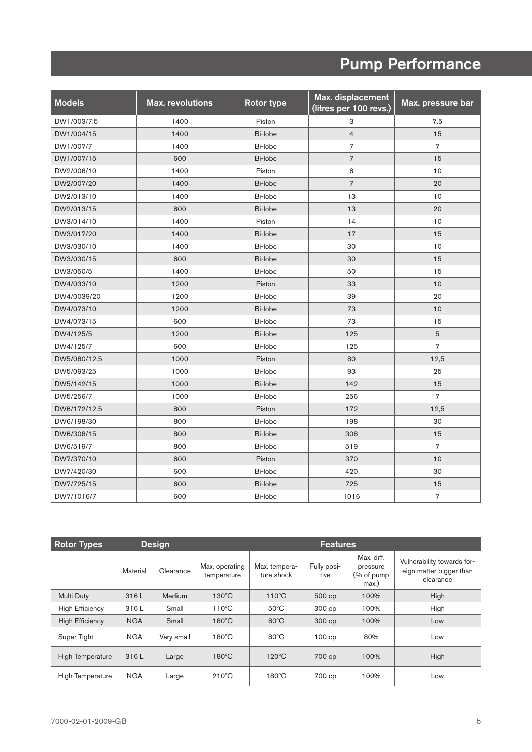# Pump Performance

| Models | Max. revolutions | Rotor type | Max. displacement (litres per 100 revs.) | Max. pressure bar |
|---|---|---|---|---|
| DW1/003/7.5 | 1400 | Piston | 3 | 7.5 |
| DW1/004/15 | 1400 | Bi-lobe | 4 | 15 |
| DW1/007/7 | 1400 | Bi-lobe | 7 | 7 |
| DW1/007/15 | 600 | Bi-lobe | 7 | 15 |
| DW2/006/10 | 1400 | Piston | 6 | 10 |
| DW2/007/20 | 1400 | Bi-lobe | 7 | 20 |
| DW2/013/10 | 1400 | Bi-lobe | 13 | 10 |
| DW2/013/15 | 600 | Bi-lobe | 13 | 20 |
| DW3/014/10 | 1400 | Piston | 14 | 10 |
| DW3/017/20 | 1400 | Bi-lobe | 17 | 15 |
| DW3/030/10 | 1400 | Bi-lobe | 30 | 10 |
| DW3/030/15 | 600 | Bi-lobe | 30 | 15 |
| DW3/050/5 | 1400 | Bi-lobe | 50 | 15 |
| DW4/033/10 | 1200 | Piston | 33 | 10 |
| DW4/0039/20 | 1200 | Bi-lobe | 39 | 20 |
| DW4/073/10 | 1200 | Bi-lobe | 73 | 10 |
| DW4/073/15 | 600 | Bi-lobe | 73 | 15 |
| DW4/125/5 | 1200 | Bi-lobe | 125 | 5 |
| DW4/125/7 | 600 | Bi-lobe | 125 | 7 |
| DW5/080/12.5 | 1000 | Piston | 80 | 12,5 |
| DW5/093/25 | 1000 | Bi-lobe | 93 | 25 |
| DW5/142/15 | 1000 | Bi-lobe | 142 | 15 |
| DW5/256/7 | 1000 | Bi-lobe | 256 | 7 |
| DW6/172/12.5 | 800 | Piston | 172 | 12,5 |
| DW6/198/30 | 800 | Bi-lobe | 198 | 30 |
| DW6/308/15 | 800 | Bi-lobe | 308 | 15 |
| DW6/519/7 | 800 | Bi-lobe | 519 | 7 |
| DW7/370/10 | 600 | Piston | 370 | 10 |
| DW7/420/30 | 600 | Bi-lobe | 420 | 30 |
| DW7/725/15 | 600 | Bi-lobe | 725 | 15 |
| DW7/1016/7 | 600 | Bi-lobe | 1016 | 7 |

| Rotor Types | Design | | Features | | | | |
|---|---|---|---|---|---|---|---|
| | Material | Clearance | Max. operating temperature | Max. temperature shock | Fully positive | Max. diff. pressure (% of pump max.) | Vulnerability towards foreign matter bigger than clearance |
| Multi Duty | 316 L | Medium | 130°C | 110°C | 500 cp | 100% | High |
| High Efficiency | 316 L | Small | 110°C | 50°C | 300 cp | 100% | High |
| High Efficiency | NGA | Small | 180°C | 80°C | 300 cp | 100% | Low |
| Super Tight | NGA | Very small | 180°C | 80°C | 100 cp | 80% | Low |
| High Temperature | 316 L | Large | 180°C | 120°C | 700 cp | 100% | High |
| High Temperature | NGA | Large | 210°C | 180°C | 700 cp | 100% | Low |

7000-02-01-2009-GB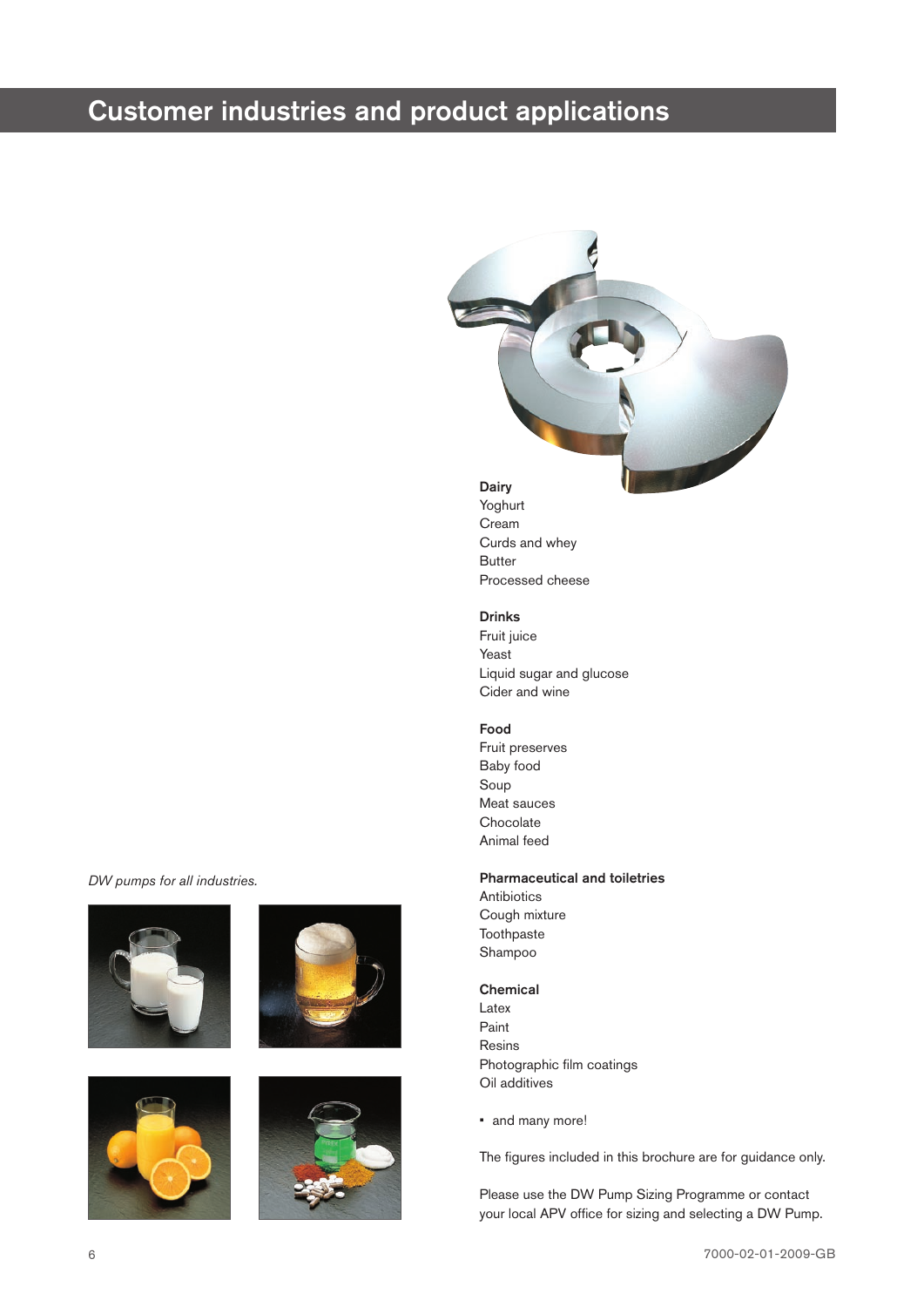# Customer industries and product applications

*DW pumps for all industries.*

**Dairy**
Yoghurt
Cream
Curds and whey
Butter
Processed cheese

**Drinks**
Fruit juice
Yeast
Liquid sugar and glucose
Cider and wine

**Food**
Fruit preserves
Baby food
Soup
Meat sauces
Chocolate
Animal feed

**Pharmaceutical and toiletries**
Antibiotics
Cough mixture
Toothpaste
Shampoo

**Chemical**
Latex
Paint
Resins
Photographic film coatings
Oil additives

- and many more!

The figures included in this brochure are for guidance only.

Please use the DW Pump Sizing Programme or contact your local APV office for sizing and selecting a DW Pump.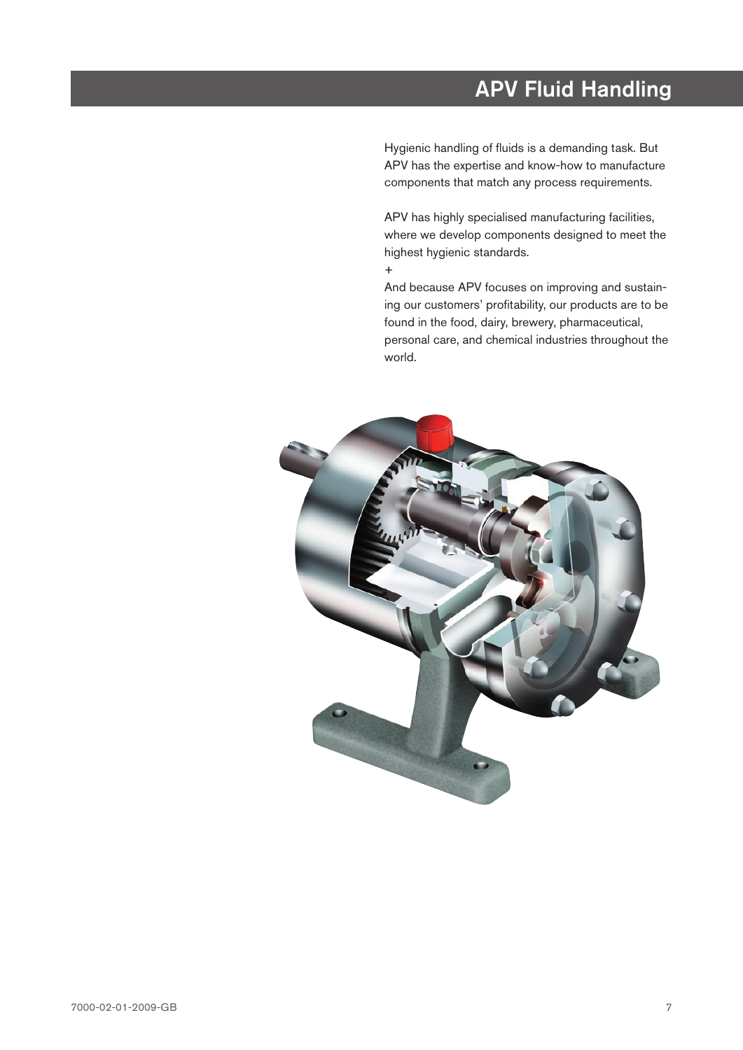# APV Fluid Handling

Hygienic handling of fluids is a demanding task. But APV has the expertise and know-how to manufacture components that match any process requirements.

APV has highly specialised manufacturing facilities, where we develop components designed to meet the highest hygienic standards.

+

And because APV focuses on improving and sustaining our customers' profitability, our products are to be found in the food, dairy, brewery, pharmaceutical, personal care, and chemical industries throughout the world.

7000-02-01-2009-GB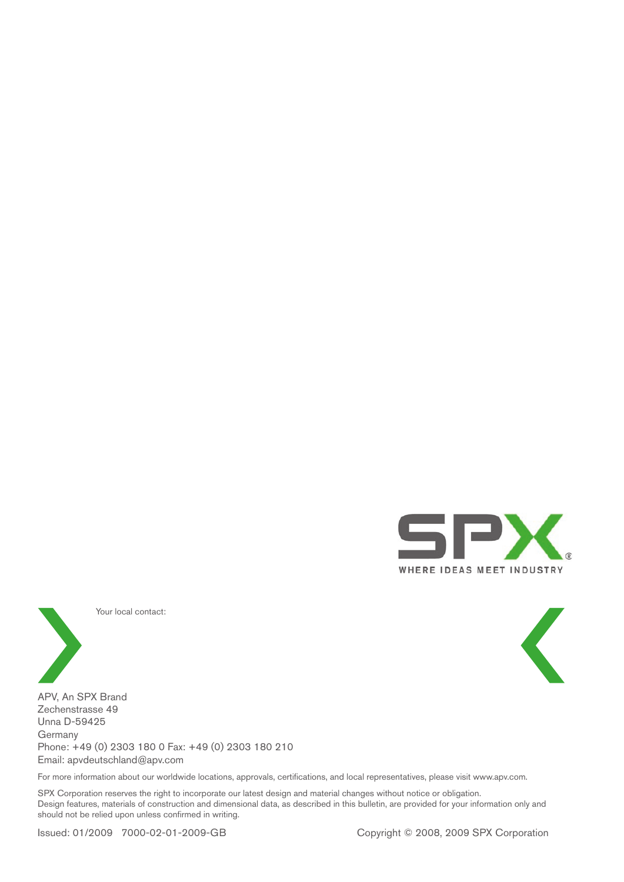SPX

WHERE IDEAS MEET INDUSTRY

Your local contact:

APV, An SPX Brand
Zechenstrasse 49
Unna D-59425
Germany
Phone: +49 (0) 2303 180 0 Fax: +49 (0) 2303 180 210
Email: apvdeutschland@apv.com

For more information about our worldwide locations, approvals, certifications, and local representatives, please visit www.apv.com.

SPX Corporation reserves the right to incorporate our latest design and material changes without notice or obligation.
Design features, materials of construction and dimensional data, as described in this bulletin, are provided for your information only and should not be relied upon unless confirmed in writing.

Issued: 01/2009 7000-02-01-2009-GB

Copyright © 2008, 2009 SPX Corporation